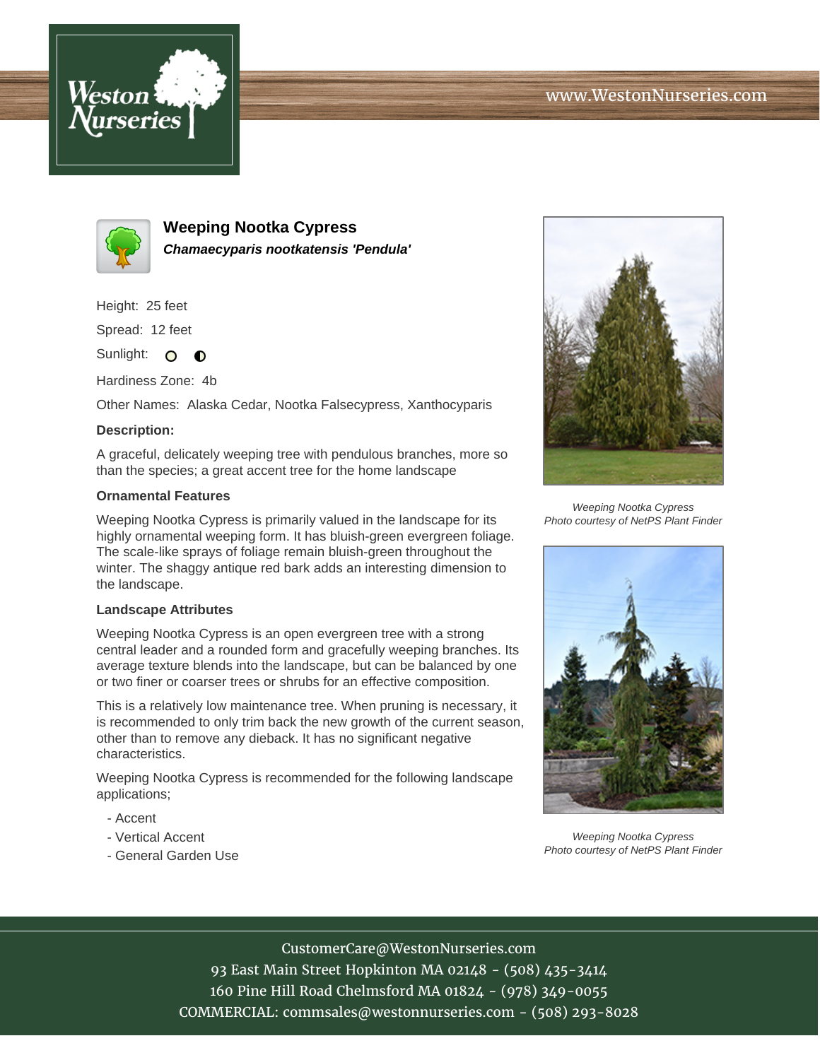www.WestonNurseries.com

# Weeping Nootka Cypress

***Chamaecyparis nootkatensis 'Pendula'***

Height: 25 feet

Spread: 12 feet

Sunlight: ○ ◐

Hardiness Zone: 4b

Other Names: Alaska Cedar, Nootka Falsecypress, Xanthocyparis

**Description:**

A graceful, delicately weeping tree with pendulous branches, more so than the species; a great accent tree for the home landscape

**Ornamental Features**

Weeping Nootka Cypress is primarily valued in the landscape for its highly ornamental weeping form. It has bluish-green evergreen foliage. The scale-like sprays of foliage remain bluish-green throughout the winter. The shaggy antique red bark adds an interesting dimension to the landscape.

**Landscape Attributes**

Weeping Nootka Cypress is an open evergreen tree with a strong central leader and a rounded form and gracefully weeping branches. Its average texture blends into the landscape, but can be balanced by one or two finer or coarser trees or shrubs for an effective composition.

This is a relatively low maintenance tree. When pruning is necessary, it is recommended to only trim back the new growth of the current season, other than to remove any dieback. It has no significant negative characteristics.

Weeping Nootka Cypress is recommended for the following landscape applications;

- Accent
- Vertical Accent
- General Garden Use

*Weeping Nootka Cypress*
*Photo courtesy of NetPS Plant Finder*

*Weeping Nootka Cypress*
*Photo courtesy of NetPS Plant Finder*

CustomerCare@WestonNurseries.com
93 East Main Street Hopkinton MA 02148 - (508) 435-3414
160 Pine Hill Road Chelmsford MA 01824 - (978) 349-0055
COMMERCIAL: commsales@westonnurseries.com - (508) 293-8028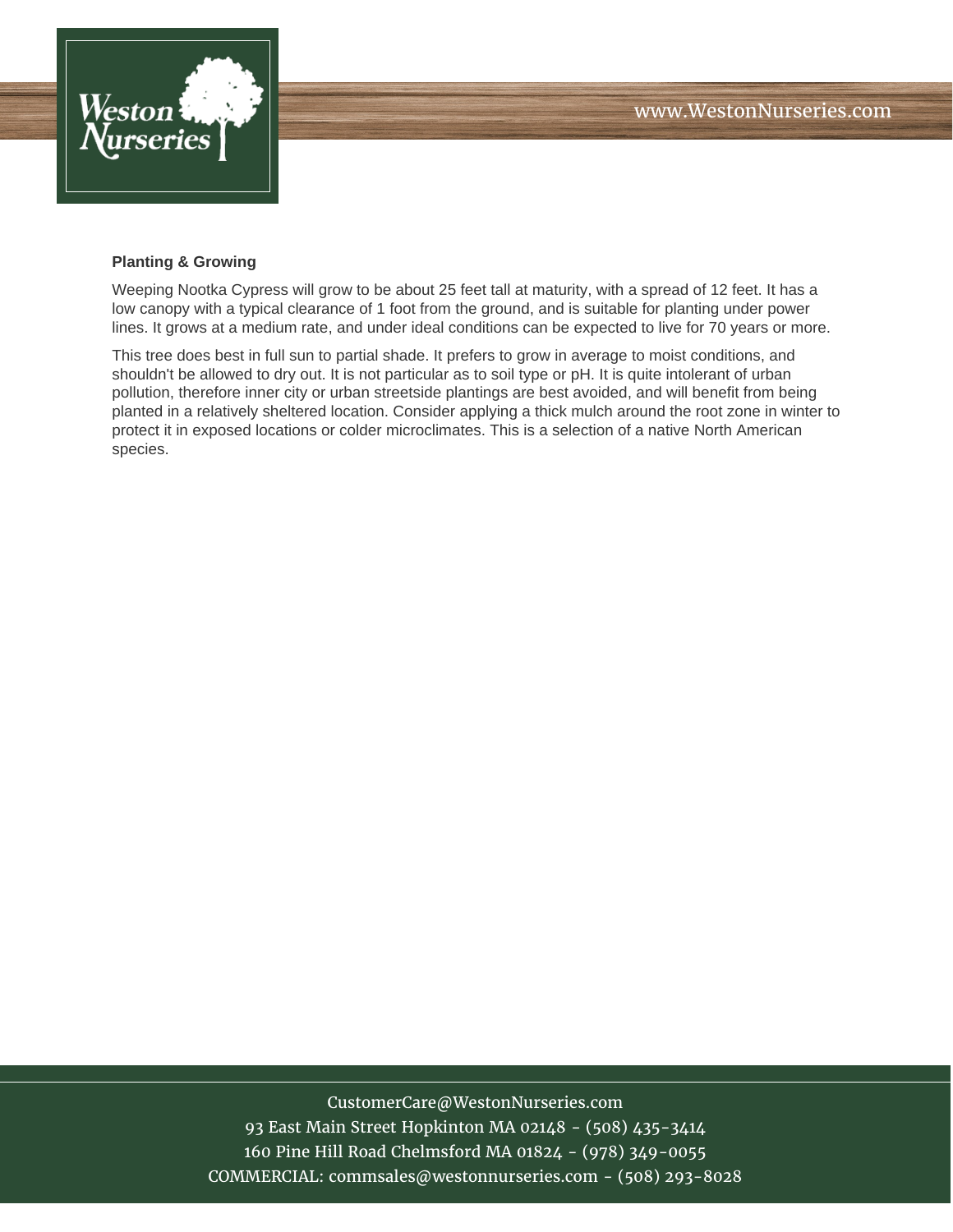**Planting & Growing**

Weeping Nootka Cypress will grow to be about 25 feet tall at maturity, with a spread of 12 feet. It has a low canopy with a typical clearance of 1 foot from the ground, and is suitable for planting under power lines. It grows at a medium rate, and under ideal conditions can be expected to live for 70 years or more.

This tree does best in full sun to partial shade. It prefers to grow in average to moist conditions, and shouldn't be allowed to dry out. It is not particular as to soil type or pH. It is quite intolerant of urban pollution, therefore inner city or urban streetside plantings are best avoided, and will benefit from being planted in a relatively sheltered location. Consider applying a thick mulch around the root zone in winter to protect it in exposed locations or colder microclimates. This is a selection of a native North American species.